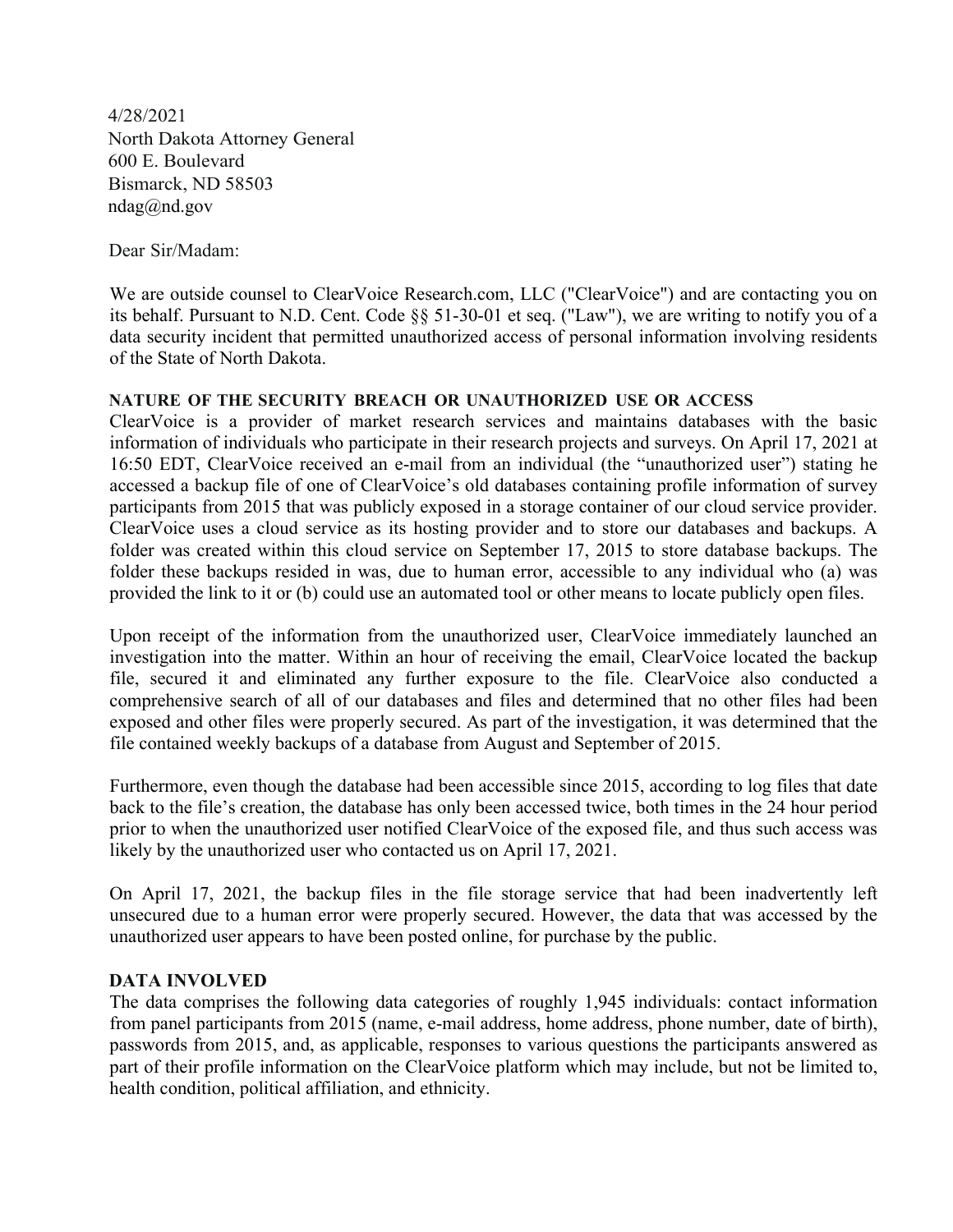4/28/2021
North Dakota Attorney General
600 E. Boulevard
Bismarck, ND 58503
ndag@nd.gov

Dear Sir/Madam:

We are outside counsel to ClearVoice Research.com, LLC ("ClearVoice") and are contacting you on its behalf. Pursuant to N.D. Cent. Code §§ 51-30-01 et seq. ("Law"), we are writing to notify you of a data security incident that permitted unauthorized access of personal information involving residents of the State of North Dakota.

**NATURE OF THE SECURITY BREACH OR UNAUTHORIZED USE OR ACCESS**

ClearVoice is a provider of market research services and maintains databases with the basic information of individuals who participate in their research projects and surveys. On April 17, 2021 at 16:50 EDT, ClearVoice received an e-mail from an individual (the "unauthorized user") stating he accessed a backup file of one of ClearVoice's old databases containing profile information of survey participants from 2015 that was publicly exposed in a storage container of our cloud service provider. ClearVoice uses a cloud service as its hosting provider and to store our databases and backups. A folder was created within this cloud service on September 17, 2015 to store database backups. The folder these backups resided in was, due to human error, accessible to any individual who (a) was provided the link to it or (b) could use an automated tool or other means to locate publicly open files.

Upon receipt of the information from the unauthorized user, ClearVoice immediately launched an investigation into the matter. Within an hour of receiving the email, ClearVoice located the backup file, secured it and eliminated any further exposure to the file. ClearVoice also conducted a comprehensive search of all of our databases and files and determined that no other files had been exposed and other files were properly secured. As part of the investigation, it was determined that the file contained weekly backups of a database from August and September of 2015.

Furthermore, even though the database had been accessible since 2015, according to log files that date back to the file's creation, the database has only been accessed twice, both times in the 24 hour period prior to when the unauthorized user notified ClearVoice of the exposed file, and thus such access was likely by the unauthorized user who contacted us on April 17, 2021.

On April 17, 2021, the backup files in the file storage service that had been inadvertently left unsecured due to a human error were properly secured. However, the data that was accessed by the unauthorized user appears to have been posted online, for purchase by the public.

**DATA INVOLVED**

The data comprises the following data categories of roughly 1,945 individuals: contact information from panel participants from 2015 (name, e-mail address, home address, phone number, date of birth), passwords from 2015, and, as applicable, responses to various questions the participants answered as part of their profile information on the ClearVoice platform which may include, but not be limited to, health condition, political affiliation, and ethnicity.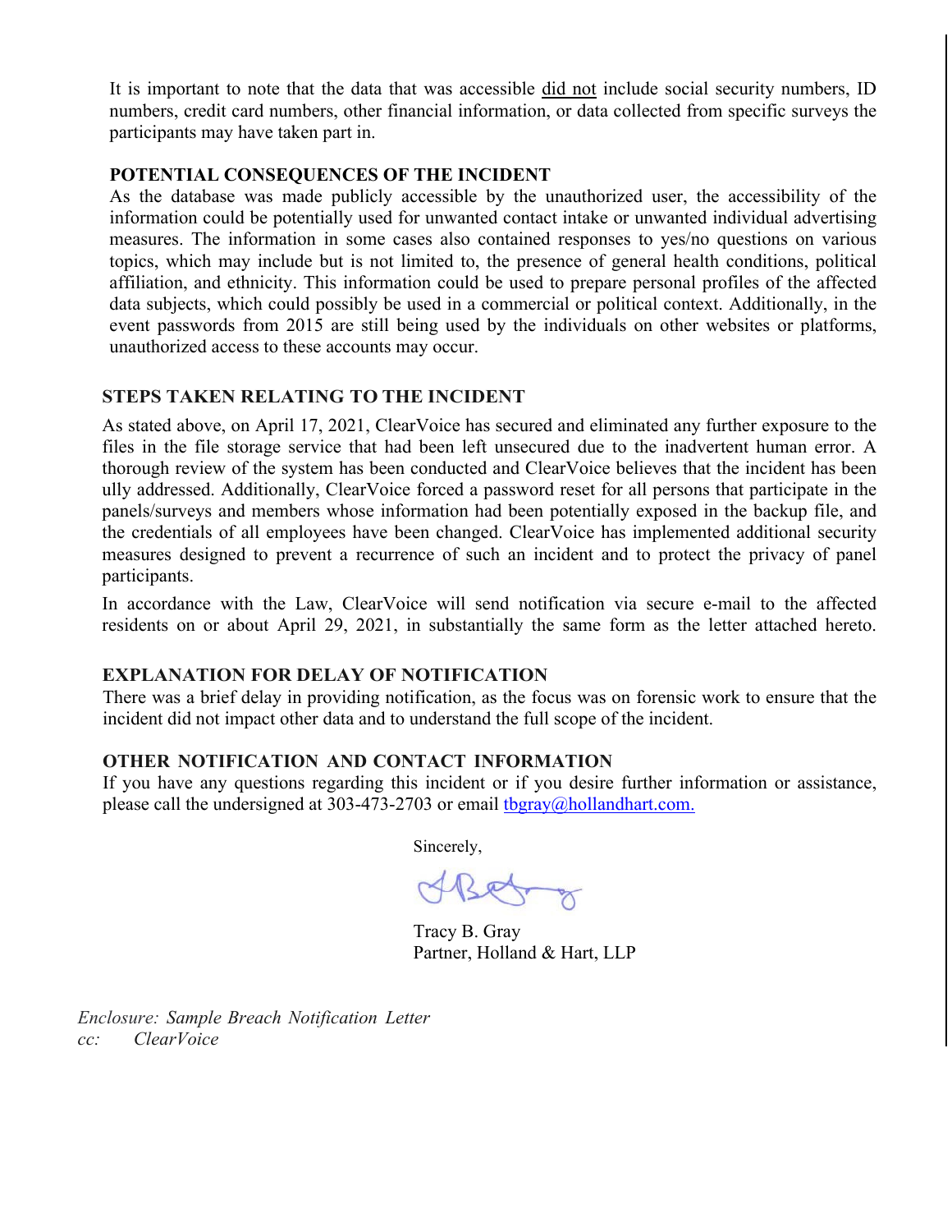It is important to note that the data that was accessible did not include social security numbers, ID numbers, credit card numbers, other financial information, or data collected from specific surveys the participants may have taken part in.

**POTENTIAL CONSEQUENCES OF THE INCIDENT**

As the database was made publicly accessible by the unauthorized user, the accessibility of the information could be potentially used for unwanted contact intake or unwanted individual advertising measures. The information in some cases also contained responses to yes/no questions on various topics, which may include but is not limited to, the presence of general health conditions, political affiliation, and ethnicity. This information could be used to prepare personal profiles of the affected data subjects, which could possibly be used in a commercial or political context. Additionally, in the event passwords from 2015 are still being used by the individuals on other websites or platforms, unauthorized access to these accounts may occur.

**STEPS TAKEN RELATING TO THE INCIDENT**

As stated above, on April 17, 2021, ClearVoice has secured and eliminated any further exposure to the files in the file storage service that had been left unsecured due to the inadvertent human error. A thorough review of the system has been conducted and ClearVoice believes that the incident has been ully addressed. Additionally, ClearVoice forced a password reset for all persons that participate in the panels/surveys and members whose information had been potentially exposed in the backup file, and the credentials of all employees have been changed. ClearVoice has implemented additional security measures designed to prevent a recurrence of such an incident and to protect the privacy of panel participants.

In accordance with the Law, ClearVoice will send notification via secure e-mail to the affected residents on or about April 29, 2021, in substantially the same form as the letter attached hereto.

**EXPLANATION FOR DELAY OF NOTIFICATION**

There was a brief delay in providing notification, as the focus was on forensic work to ensure that the incident did not impact other data and to understand the full scope of the incident.

**OTHER NOTIFICATION AND CONTACT INFORMATION**

If you have any questions regarding this incident or if you desire further information or assistance, please call the undersigned at 303-473-2703 or email tbgray@hollandhart.com.

Sincerely,

Tracy B. Gray
Partner, Holland & Hart, LLP

*Enclosure: Sample Breach Notification Letter*
*cc: ClearVoice*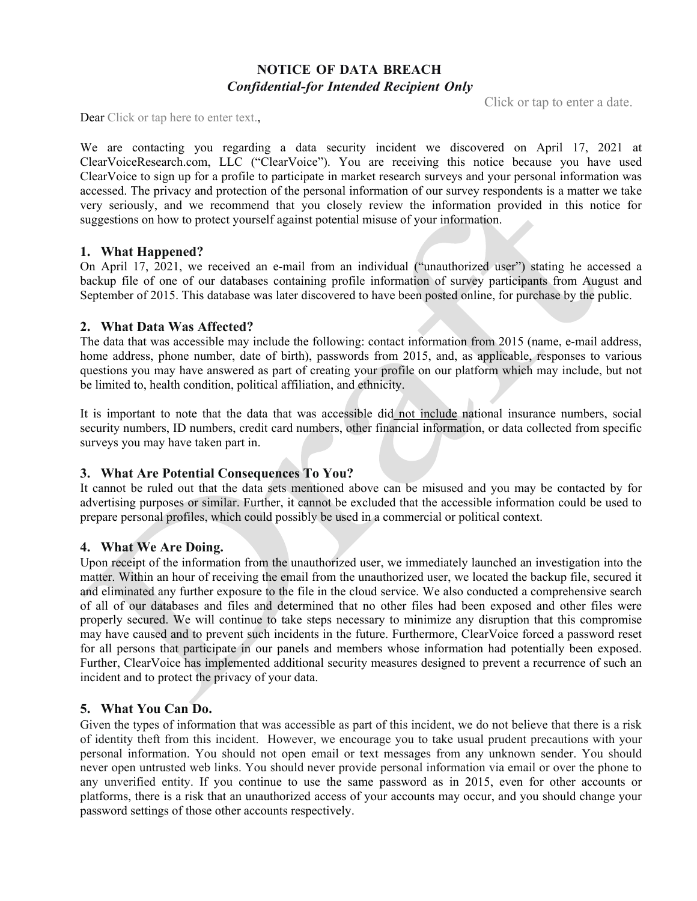**NOTICE OF DATA BREACH**
***Confidential-for Intended Recipient Only***

Click or tap to enter a date.

Dear Click or tap here to enter text.,

We are contacting you regarding a data security incident we discovered on April 17, 2021 at ClearVoiceResearch.com, LLC ("ClearVoice"). You are receiving this notice because you have used ClearVoice to sign up for a profile to participate in market research surveys and your personal information was accessed. The privacy and protection of the personal information of our survey respondents is a matter we take very seriously, and we recommend that you closely review the information provided in this notice for suggestions on how to protect yourself against potential misuse of your information.

## 1. What Happened?

On April 17, 2021, we received an e-mail from an individual ("unauthorized user") stating he accessed a backup file of one of our databases containing profile information of survey participants from August and September of 2015. This database was later discovered to have been posted online, for purchase by the public.

## 2. What Data Was Affected?

The data that was accessible may include the following: contact information from 2015 (name, e-mail address, home address, phone number, date of birth), passwords from 2015, and, as applicable, responses to various questions you may have answered as part of creating your profile on our platform which may include, but not be limited to, health condition, political affiliation, and ethnicity.

It is important to note that the data that was accessible did not include national insurance numbers, social security numbers, ID numbers, credit card numbers, other financial information, or data collected from specific surveys you may have taken part in.

## 3. What Are Potential Consequences To You?

It cannot be ruled out that the data sets mentioned above can be misused and you may be contacted by for advertising purposes or similar. Further, it cannot be excluded that the accessible information could be used to prepare personal profiles, which could possibly be used in a commercial or political context.

## 4. What We Are Doing.

Upon receipt of the information from the unauthorized user, we immediately launched an investigation into the matter. Within an hour of receiving the email from the unauthorized user, we located the backup file, secured it and eliminated any further exposure to the file in the cloud service. We also conducted a comprehensive search of all of our databases and files and determined that no other files had been exposed and other files were properly secured. We will continue to take steps necessary to minimize any disruption that this compromise may have caused and to prevent such incidents in the future. Furthermore, ClearVoice forced a password reset for all persons that participate in our panels and members whose information had potentially been exposed. Further, ClearVoice has implemented additional security measures designed to prevent a recurrence of such an incident and to protect the privacy of your data.

## 5. What You Can Do.

Given the types of information that was accessible as part of this incident, we do not believe that there is a risk of identity theft from this incident. However, we encourage you to take usual prudent precautions with your personal information. You should not open email or text messages from any unknown sender. You should never open untrusted web links. You should never provide personal information via email or over the phone to any unverified entity. If you continue to use the same password as in 2015, even for other accounts or platforms, there is a risk that an unauthorized access of your accounts may occur, and you should change your password settings of those other accounts respectively.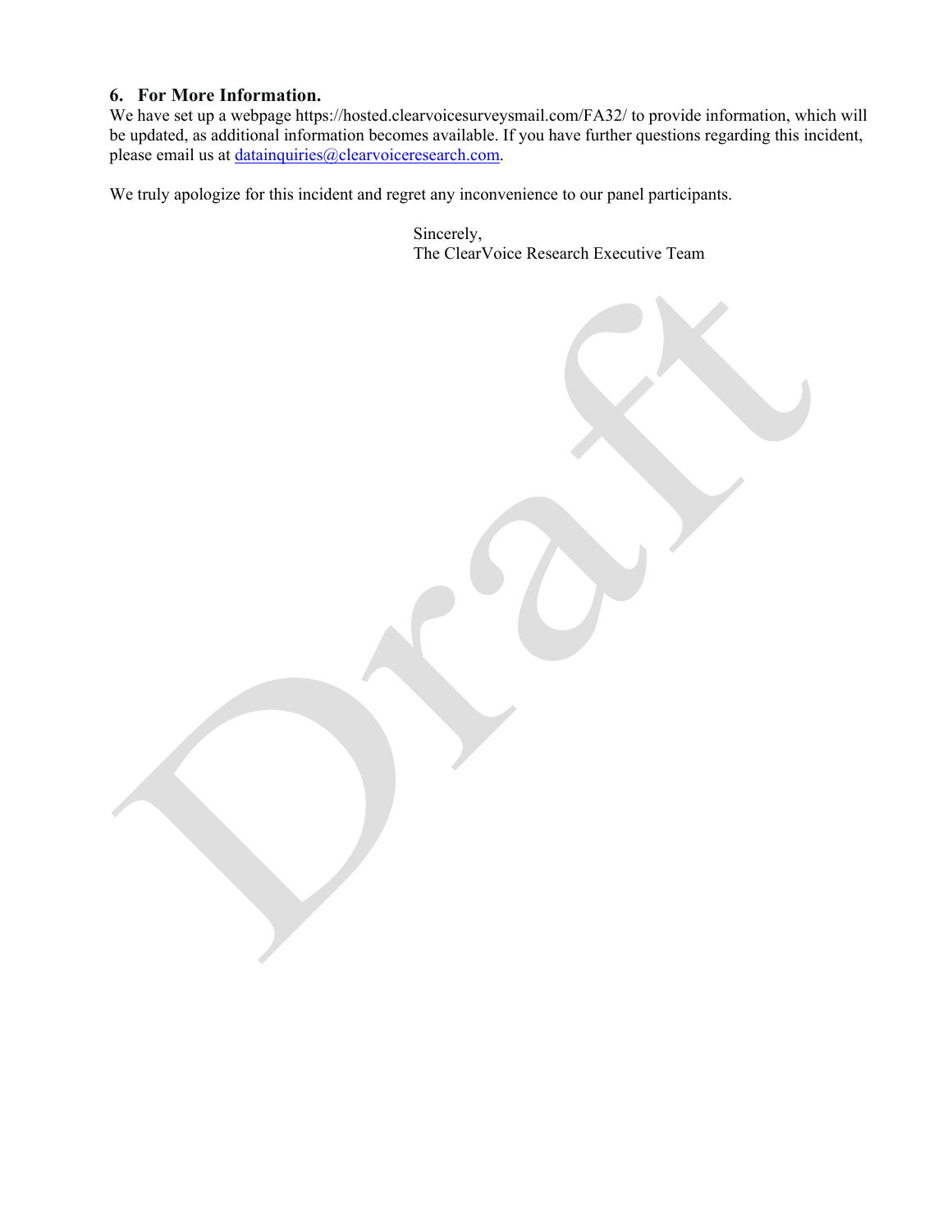## 6. For More Information.

We have set up a webpage https://hosted.clearvoicesurveysmail.com/FA32/ to provide information, which will be updated, as additional information becomes available. If you have further questions regarding this incident, please email us at datainquiries@clearvoiceresearch.com.

We truly apologize for this incident and regret any inconvenience to our panel participants.

Sincerely,
The ClearVoice Research Executive Team

Draft